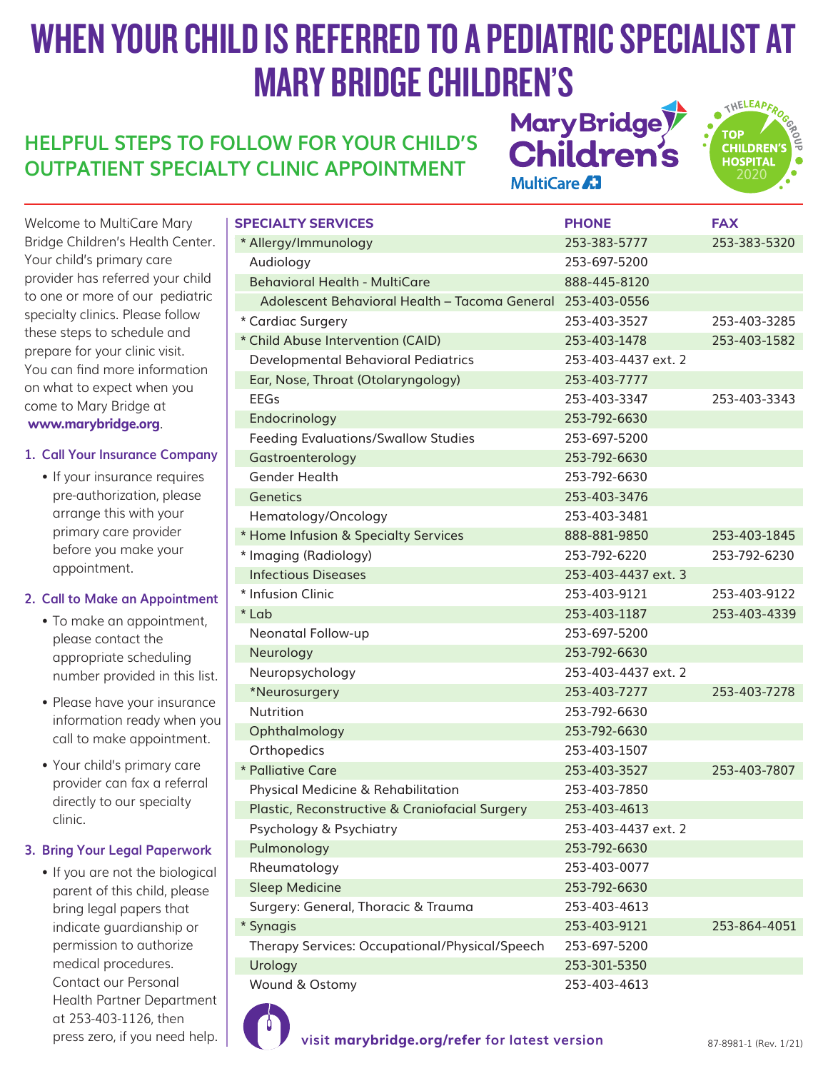# WHEN YOUR CHILD IS REFERRED TO A PEDIATRIC SPECIALIST AT MARY BRIDGE CHILDREN'S

## HELPFUL STEPS TO FOLLOW FOR YOUR CHILD'S OUTPATIENT SPECIALTY CLINIC APPOINTMENT

Mary Bridge Children's MultiCare

THE LEAPFROG GROUP TOP CHILDREN'S HOSPITAL 2020

Welcome to MultiCare Mary Bridge Children's Health Center. Your child's primary care provider has referred your child to one or more of our pediatric specialty clinics. Please follow these steps to schedule and prepare for your clinic visit. You can find more information on what to expect when you come to Mary Bridge at **www.marybridge.org**.

### 1. Call Your Insurance Company

- If your insurance requires pre-authorization, please arrange this with your primary care provider before you make your appointment.

### 2. Call to Make an Appointment

- To make an appointment, please contact the appropriate scheduling number provided in this list.
- Please have your insurance information ready when you call to make appointment.
- Your child's primary care provider can fax a referral directly to our specialty clinic.

### 3. Bring Your Legal Paperwork

- If you are not the biological parent of this child, please bring legal papers that indicate guardianship or permission to authorize medical procedures. Contact our Personal Health Partner Department at 253-403-1126, then press zero, if you need help.

| SPECIALTY SERVICES | PHONE | FAX |
|---|---|---|
| * Allergy/Immunology | 253-383-5777 | 253-383-5320 |
| Audiology | 253-697-5200 | |
| Behavioral Health - MultiCare | 888-445-8120 | |
| Adolescent Behavioral Health – Tacoma General | 253-403-0556 | |
| * Cardiac Surgery | 253-403-3527 | 253-403-3285 |
| * Child Abuse Intervention (CAID) | 253-403-1478 | 253-403-1582 |
| Developmental Behavioral Pediatrics | 253-403-4437 ext. 2 | |
| Ear, Nose, Throat (Otolaryngology) | 253-403-7777 | |
| EEGs | 253-403-3347 | 253-403-3343 |
| Endocrinology | 253-792-6630 | |
| Feeding Evaluations/Swallow Studies | 253-697-5200 | |
| Gastroenterology | 253-792-6630 | |
| Gender Health | 253-792-6630 | |
| Genetics | 253-403-3476 | |
| Hematology/Oncology | 253-403-3481 | |
| * Home Infusion & Specialty Services | 888-881-9850 | 253-403-1845 |
| * Imaging (Radiology) | 253-792-6220 | 253-792-6230 |
| Infectious Diseases | 253-403-4437 ext. 3 | |
| * Infusion Clinic | 253-403-9121 | 253-403-9122 |
| * Lab | 253-403-1187 | 253-403-4339 |
| Neonatal Follow-up | 253-697-5200 | |
| Neurology | 253-792-6630 | |
| Neuropsychology | 253-403-4437 ext. 2 | |
| *Neurosurgery | 253-403-7277 | 253-403-7278 |
| Nutrition | 253-792-6630 | |
| Ophthalmology | 253-792-6630 | |
| Orthopedics | 253-403-1507 | |
| * Palliative Care | 253-403-3527 | 253-403-7807 |
| Physical Medicine & Rehabilitation | 253-403-7850 | |
| Plastic, Reconstructive & Craniofacial Surgery | 253-403-4613 | |
| Psychology & Psychiatry | 253-403-4437 ext. 2 | |
| Pulmonology | 253-792-6630 | |
| Rheumatology | 253-403-0077 | |
| Sleep Medicine | 253-792-6630 | |
| Surgery: General, Thoracic & Trauma | 253-403-4613 | |
| * Synagis | 253-403-9121 | 253-864-4051 |
| Therapy Services: Occupational/Physical/Speech | 253-697-5200 | |
| Urology | 253-301-5350 | |
| Wound & Ostomy | 253-403-4613 | |

visit **marybridge.org/refer** for latest version

87-8981-1 (Rev. 1/21)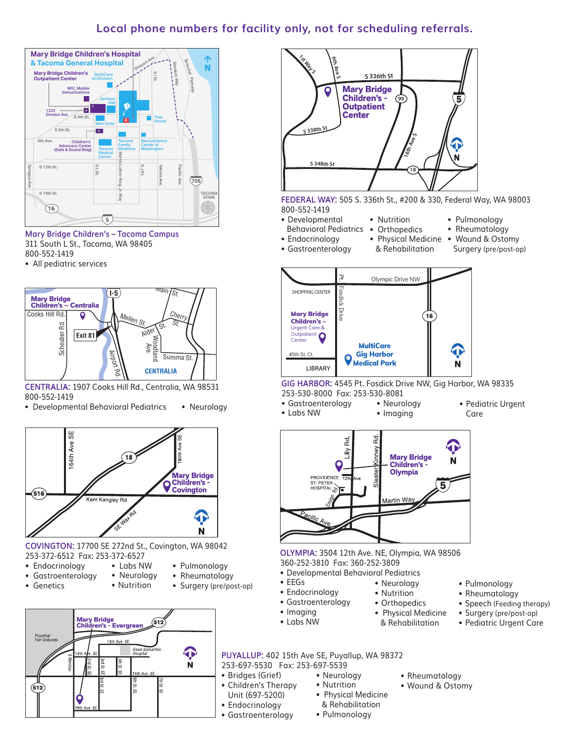**Local phone numbers for facility only, not for scheduling referrals.**

Mary Bridge Children's Hospital & Tacoma General Hospital
Mary Bridge Children's Outpatient Center
MultiCare on Division
WIC, Mobile Immunizations
Jackson Hall
1220 Division Ave.
S 4th St.
Baker Center
Tree House
S 5th St.
6th Ave.
Children's Advocacy Center (Safe & Sound Bldg)
Tacoma Family Medicine
Neuroscience Center of Washington
Tacoma Medical Center
S 12th St.
S 19th St.
Sprague Ave.
S L St.
Martin Luther King Jr. Way
S J St.
Yakima Ave.
Pacific Ave.
S I St.
Stadium Way
Schuster Parkway
Division Ave.
705
TACOMA DOME
16
5
N

## Mary Bridge Children's – Tacoma Campus

311 South L St., Tacoma, WA 98405
800-552-1419

- All pediatric services

Mary Bridge Children's – Centralia
Cooks Hill Rd.
Scheuber Rd.
I-5
Exit 81
Main St.
Mellen St.
Cherry St.
Alder St.
Woodland Ave.
Airport Rd.
Summa St.
CENTRALIA

**CENTRALIA:** 1907 Cooks Hill Rd., Centralia, WA 98531
800-552-1419

- Developmental Behavioral Pediatrics
- Neurology

164th Ave SE
18
180th Ave SE
Mary Bridge Children's - Covington
516
Kent Kangley Rd
SE Wax Rd
N

**COVINGTON:** 17700 SE 272nd St., Covington, WA 98042
253-372-6512 Fax: 253-372-6527

- Endocrinology
- Gastroenterology
- Genetics
- Labs NW
- Neurology
- Nutrition
- Pulmonology
- Rheumatology
- Surgery (pre/post-op)

Mary Bridge Children's - Evergreen
512
Puyallup Fair Grounds
13th Ave. SE
14th Ave. SE
Good Samaritan Hospital
15th Ave. SE
19th Ave. SE
S Meridian
2nd St. SE
3rd St. SE
4th St. SE
5th St. SE
7th St. SE
512
N

1st Way S
6th Ave S
S 336th St
Mary Bridge Children's - Outpatient Center
99
5
S 338th St
16th Ave S
S 348th St
18
N

**FEDERAL WAY:** 505 S. 336th St., #200 & 330, Federal Way, WA 98003
800-552-1419

- Developmental Behavioral Pediatrics
- Endocrinology
- Gastroenterology
- Nutrition
- Orthopedics
- Physical Medicine & Rehabilitation
- Pulmonology
- Rheumatology
- Wound & Ostomy Surgery (pre/post-op)

SHOPPING CENTER
Pt. Fosdick Drive
Olympic Drive NW
Mary Bridge Children's – Urgent Care & Outpatient Center
16
MultiCare Gig Harbor Medical Park
45th St. Ct.
LIBRARY
N

**GIG HARBOR:** 4545 Pt. Fosdick Drive NW, Gig Harbor, WA 98335
253-530-8000 Fax: 253-530-8081

- Gastroenterology
- Labs NW
- Neurology
- Imaging
- Pediatric Urgent Care

Lilly Rd.
Sleater Kinney Rd.
Mary Bridge Children's - Olympia
N
PROVIDENCE ST. PETER HOSPITAL
12th Ave.
Ensign Rd.
5
Martin Way
Pacific Ave

**OLYMPIA:** 3504 12th Ave. NE, Olympia, WA 98506
360-252-3810 Fax: 360-252-3809

- Developmental Behavioral Pediatrics
- EEGs
- Endocrinology
- Gastroenterology
- Imaging
- Labs NW
- Neurology
- Nutrition
- Orthopedics
- Physical Medicine & Rehabilitation
- Pulmonology
- Rheumatology
- Speech (Feeding therapy)
- Surgery (pre/post-op)
- Pediatric Urgent Care

**PUYALLUP:** 402 15th Ave SE, Puyallup, WA 98372
253-697-5530 Fax: 253-697-5539

- Bridges (Grief)
- Children's Therapy Unit (697-5200)
- Endocrinology
- Gastroenterology
- Neurology
- Nutrition
- Physical Medicine & Rehabilitation
- Pulmonology
- Rheumatology
- Wound & Ostomy